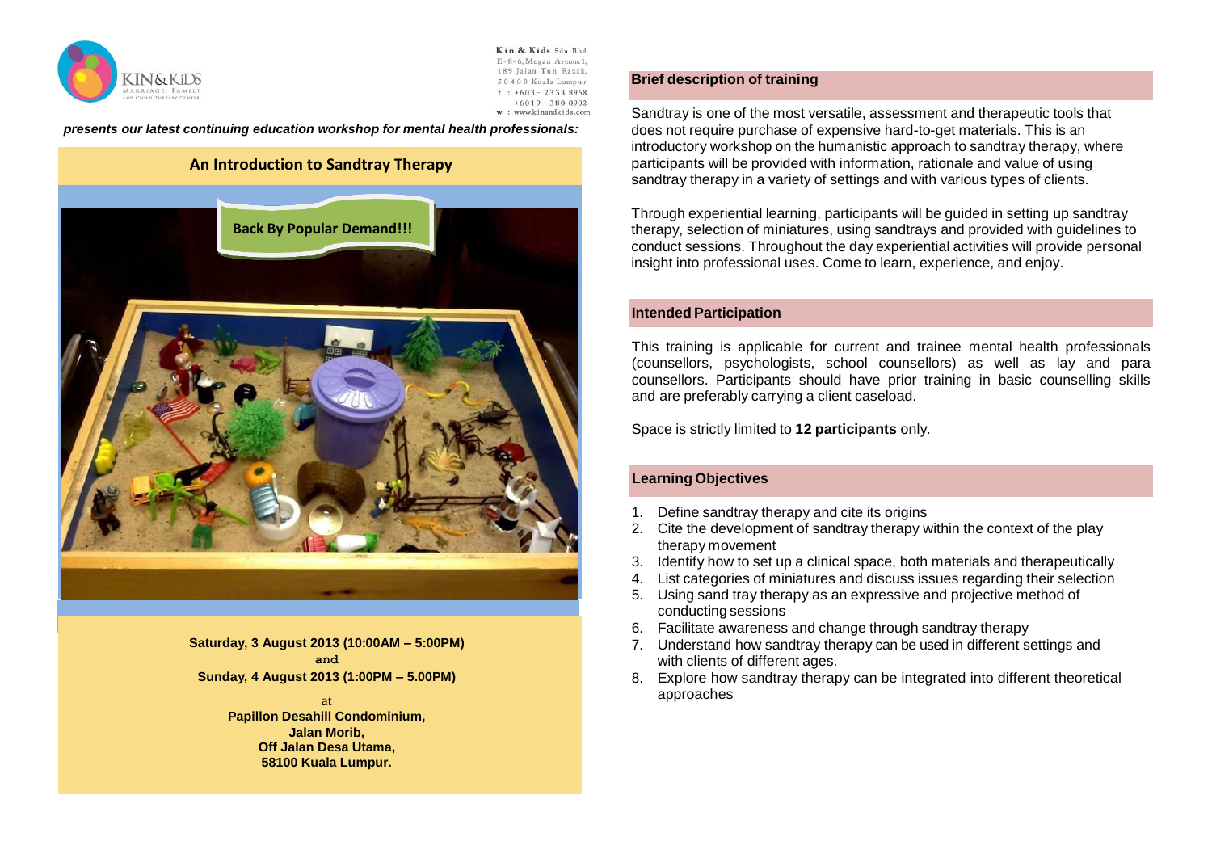Kin & Kids Sdn Bhd
E-8-6, Megan Avenue1,
189 Jalan Tun Razak,
50400 Kuala Lumpur
t : +603- 2333 8968
+6019 - 380 0902
w : www.kinandkids.com

KIN&KIDS
MARRIAGE, FAMILY AND CHILD THERAPY CENTER

***presents our latest continuing education workshop for mental health professionals:***

# An Introduction to Sandtray Therapy

**Back By Popular Demand!!!**

**Saturday, 3 August 2013 (10:00AM – 5:00PM)**
**and**
**Sunday, 4 August 2013 (1:00PM – 5.00PM)**

at
**Papillon Desahill Condominium,**
**Jalan Morib,**
**Off Jalan Desa Utama,**
**58100 Kuala Lumpur.**

## Brief description of training

Sandtray is one of the most versatile, assessment and therapeutic tools that does not require purchase of expensive hard-to-get materials. This is an introductory workshop on the humanistic approach to sandtray therapy, where participants will be provided with information, rationale and value of using sandtray therapy in a variety of settings and with various types of clients.

Through experiential learning, participants will be guided in setting up sandtray therapy, selection of miniatures, using sandtrays and provided with guidelines to conduct sessions. Throughout the day experiential activities will provide personal insight into professional uses. Come to learn, experience, and enjoy.

## Intended Participation

This training is applicable for current and trainee mental health professionals (counsellors, psychologists, school counsellors) as well as lay and para counsellors. Participants should have prior training in basic counselling skills and are preferably carrying a client caseload.

Space is strictly limited to **12 participants** only.

## Learning Objectives

1. Define sandtray therapy and cite its origins
2. Cite the development of sandtray therapy within the context of the play therapy movement
3. Identify how to set up a clinical space, both materials and therapeutically
4. List categories of miniatures and discuss issues regarding their selection
5. Using sand tray therapy as an expressive and projective method of conducting sessions
6. Facilitate awareness and change through sandtray therapy
7. Understand how sandtray therapy can be used in different settings and with clients of different ages.
8. Explore how sandtray therapy can be integrated into different theoretical approaches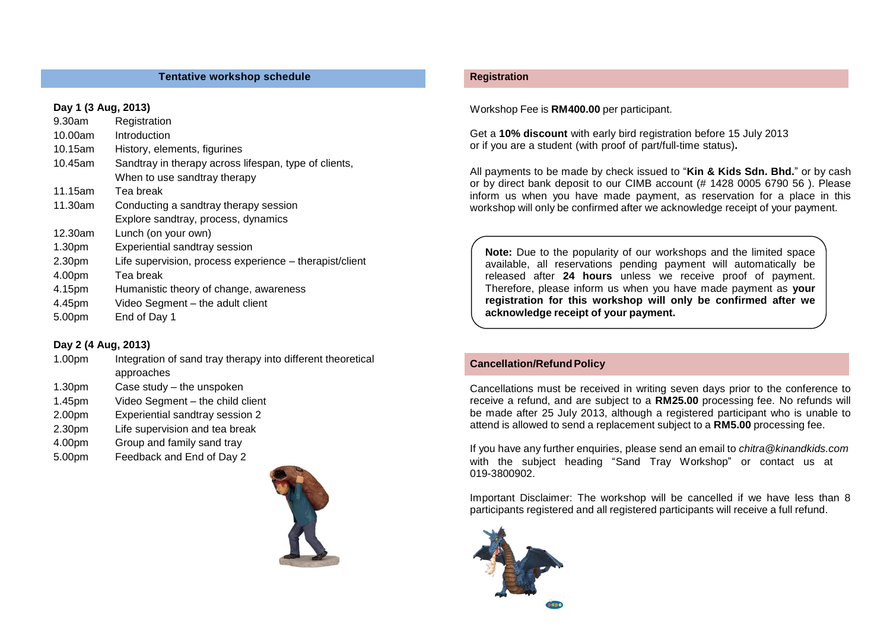## Tentative workshop schedule

**Day 1 (3 Aug, 2013)**

| | |
|---|---|
| 9.30am | Registration |
| 10.00am | Introduction |
| 10.15am | History, elements, figurines |
| 10.45am | Sandtray in therapy across lifespan, type of clients, When to use sandtray therapy |
| 11.15am | Tea break |
| 11.30am | Conducting a sandtray therapy session Explore sandtray, process, dynamics |
| 12.30am | Lunch (on your own) |
| 1.30pm | Experiential sandtray session |
| 2.30pm | Life supervision, process experience – therapist/client |
| 4.00pm | Tea break |
| 4.15pm | Humanistic theory of change, awareness |
| 4.45pm | Video Segment – the adult client |
| 5.00pm | End of Day 1 |

**Day 2 (4 Aug, 2013)**

| | |
|---|---|
| 1.00pm | Integration of sand tray therapy into different theoretical approaches |
| 1.30pm | Case study – the unspoken |
| 1.45pm | Video Segment – the child client |
| 2.00pm | Experiential sandtray session 2 |
| 2.30pm | Life supervision and tea break |
| 4.00pm | Group and family sand tray |
| 5.00pm | Feedback and End of Day 2 |

## Registration

Workshop Fee is **RM400.00** per participant.

Get a **10% discount** with early bird registration before 15 July 2013 or if you are a student (with proof of part/full-time status)**.**

All payments to be made by check issued to "**Kin & Kids Sdn. Bhd.**" or by cash or by direct bank deposit to our CIMB account (# 1428 0005 6790 56 ). Please inform us when you have made payment, as reservation for a place in this workshop will only be confirmed after we acknowledge receipt of your payment.

**Note:** Due to the popularity of our workshops and the limited space available, all reservations pending payment will automatically be released after **24 hours** unless we receive proof of payment. Therefore, please inform us when you have made payment as **your registration for this workshop will only be confirmed after we acknowledge receipt of your payment.**

## Cancellation/Refund Policy

Cancellations must be received in writing seven days prior to the conference to receive a refund, and are subject to a **RM25.00** processing fee. No refunds will be made after 25 July 2013, although a registered participant who is unable to attend is allowed to send a replacement subject to a **RM5.00** processing fee.

If you have any further enquiries, please send an email to *chitra@kinandkids.com* with the subject heading "Sand Tray Workshop" or contact us at 019-3800902.

Important Disclaimer: The workshop will be cancelled if we have less than 8 participants registered and all registered participants will receive a full refund.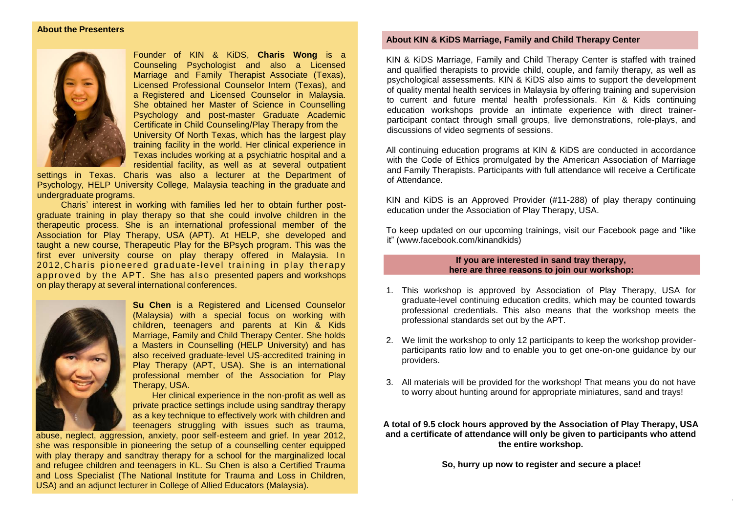## About the Presenters

Founder of KIN & KiDS, **Charis Wong** is a Counseling Psychologist and also a Licensed Marriage and Family Therapist Associate (Texas), Licensed Professional Counselor Intern (Texas), and a Registered and Licensed Counselor in Malaysia. She obtained her Master of Science in Counselling Psychology and post-master Graduate Academic Certificate in Child Counseling/Play Therapy from the University Of North Texas, which has the largest play training facility in the world. Her clinical experience in Texas includes working at a psychiatric hospital and a residential facility, as well as at several outpatient settings in Texas. Charis was also a lecturer at the Department of Psychology, HELP University College, Malaysia teaching in the graduate and undergraduate programs.

Charis' interest in working with families led her to obtain further post-graduate training in play therapy so that she could involve children in the therapeutic process. She is an international professional member of the Association for Play Therapy, USA (APT). At HELP, she developed and taught a new course, Therapeutic Play for the BPsych program. This was the first ever university course on play therapy offered in Malaysia. In 2012, Charis pioneered graduate-level training in play therapy approved by the APT. She has also presented papers and workshops on play therapy at several international conferences.

**Su Chen** is a Registered and Licensed Counselor (Malaysia) with a special focus on working with children, teenagers and parents at Kin & Kids Marriage, Family and Child Therapy Center. She holds a Masters in Counselling (HELP University) and has also received graduate-level US-accredited training in Play Therapy (APT, USA). She is an international professional member of the Association for Play Therapy, USA.

Her clinical experience in the non-profit as well as private practice settings include using sandtray therapy as a key technique to effectively work with children and teenagers struggling with issues such as trauma, abuse, neglect, aggression, anxiety, poor self-esteem and grief. In year 2012, she was responsible in pioneering the setup of a counselling center equipped with play therapy and sandtray therapy for a school for the marginalized local and refugee children and teenagers in KL. Su Chen is also a Certified Trauma and Loss Specialist (The National Institute for Trauma and Loss in Children, USA) and an adjunct lecturer in College of Allied Educators (Malaysia).

## About KIN & KiDS Marriage, Family and Child Therapy Center

KIN & KiDS Marriage, Family and Child Therapy Center is staffed with trained and qualified therapists to provide child, couple, and family therapy, as well as psychological assessments. KIN & KiDS also aims to support the development of quality mental health services in Malaysia by offering training and supervision to current and future mental health professionals. Kin & Kids continuing education workshops provide an intimate experience with direct trainer-participant contact through small groups, live demonstrations, role-plays, and discussions of video segments of sessions.

All continuing education programs at KIN & KiDS are conducted in accordance with the Code of Ethics promulgated by the American Association of Marriage and Family Therapists. Participants with full attendance will receive a Certificate of Attendance.

KIN and KiDS is an Approved Provider (#11-288) of play therapy continuing education under the Association of Play Therapy, USA.

To keep updated on our upcoming trainings, visit our Facebook page and "like it" (www.facebook.com/kinandkids)

**If you are interested in sand tray therapy, here are three reasons to join our workshop:**

1. This workshop is approved by Association of Play Therapy, USA for graduate-level continuing education credits, which may be counted towards professional credentials. This also means that the workshop meets the professional standards set out by the APT.
2. We limit the workshop to only 12 participants to keep the workshop provider-participants ratio low and to enable you to get one-on-one guidance by our providers.
3. All materials will be provided for the workshop! That means you do not have to worry about hunting around for appropriate miniatures, sand and trays!

**A total of 9.5 clock hours approved by the Association of Play Therapy, USA and a certificate of attendance will only be given to participants who attend the entire workshop.**

**So, hurry up now to register and secure a place!**